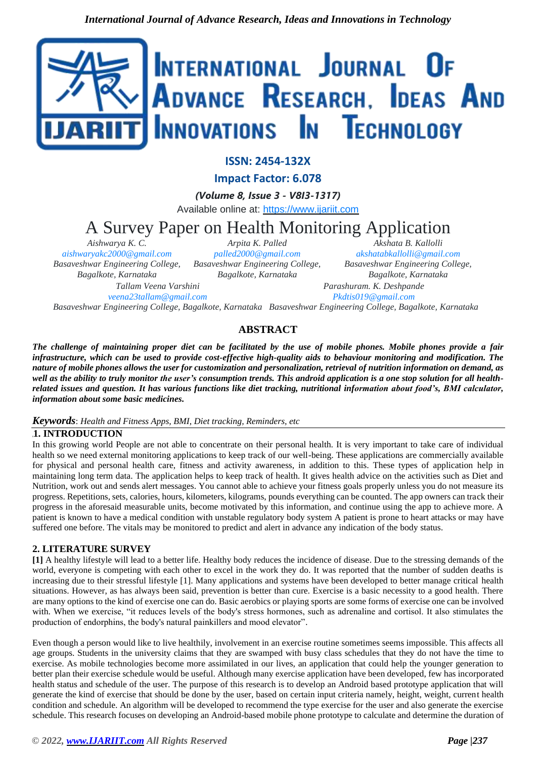ISSN: 2454-132X

Impact Factor: 6.078

*(Volume 8, Issue 3 - V8I3-1317)*

Available online at: https://www.ijariit.com

# A Survey Paper on Health Monitoring Application

*Aishwarya K. C.*
*aishwaryakc2000@gmail.com*
*Basaveshwar Engineering College, Bagalkote, Karnataka*

*Arpita K. Palled*
*palled2000@gmail.com*
*Basaveshwar Engineering College, Bagalkote, Karnataka*

*Akshata B. Kallolli*
*akshatabkallolli@gmail.com*
*Basaveshwar Engineering College, Bagalkote, Karnataka*

*Tallam Veena Varshini*
*veena23tallam@gmail.com*
*Basaveshwar Engineering College, Bagalkote, Karnataka*

*Parashuram. K. Deshpande*
*Pkdtis019@gmail.com*
*Basaveshwar Engineering College, Bagalkote, Karnataka*

## ABSTRACT

***The challenge of maintaining proper diet can be facilitated by the use of mobile phones. Mobile phones provide a fair infrastructure, which can be used to provide cost-effective high-quality aids to behaviour monitoring and modification. The nature of mobile phones allows the user for customization and personalization, retrieval of nutrition information on demand, as well as the ability to truly monitor the user's consumption trends. This android application is a one stop solution for all health-related issues and question. It has various functions like diet tracking, nutritional information about food's, BMI calculator, information about some basic medicines.***

***Keywords***: *Health and Fitness Apps, BMI, Diet tracking, Reminders, etc*

## 1. INTRODUCTION

In this growing world People are not able to concentrate on their personal health. It is very important to take care of individual health so we need external monitoring applications to keep track of our well-being. These applications are commercially available for physical and personal health care, fitness and activity awareness, in addition to this. These types of application help in maintaining long term data. The application helps to keep track of health. It gives health advice on the activities such as Diet and Nutrition, work out and sends alert messages. You cannot able to achieve your fitness goals properly unless you do not measure its progress. Repetitions, sets, calories, hours, kilometers, kilograms, pounds everything can be counted. The app owners can track their progress in the aforesaid measurable units, become motivated by this information, and continue using the app to achieve more. A patient is known to have a medical condition with unstable regulatory body system A patient is prone to heart attacks or may have suffered one before. The vitals may be monitored to predict and alert in advance any indication of the body status.

## 2. LITERATURE SURVEY

**[1]** A healthy lifestyle will lead to a better life. Healthy body reduces the incidence of disease. Due to the stressing demands of the world, everyone is competing with each other to excel in the work they do. It was reported that the number of sudden deaths is increasing due to their stressful lifestyle [1]. Many applications and systems have been developed to better manage critical health situations. However, as has always been said, prevention is better than cure. Exercise is a basic necessity to a good health. There are many options to the kind of exercise one can do. Basic aerobics or playing sports are some forms of exercise one can be involved with. When we exercise, "it reduces levels of the body's stress hormones, such as adrenaline and cortisol. It also stimulates the production of endorphins, the body's natural painkillers and mood elevator".

Even though a person would like to live healthily, involvement in an exercise routine sometimes seems impossible. This affects all age groups. Students in the university claims that they are swamped with busy class schedules that they do not have the time to exercise. As mobile technologies become more assimilated in our lives, an application that could help the younger generation to better plan their exercise schedule would be useful. Although many exercise application have been developed, few has incorporated health status and schedule of the user. The purpose of this research is to develop an Android based prototype application that will generate the kind of exercise that should be done by the user, based on certain input criteria namely, height, weight, current health condition and schedule. An algorithm will be developed to recommend the type exercise for the user and also generate the exercise schedule. This research focuses on developing an Android-based mobile phone prototype to calculate and determine the duration of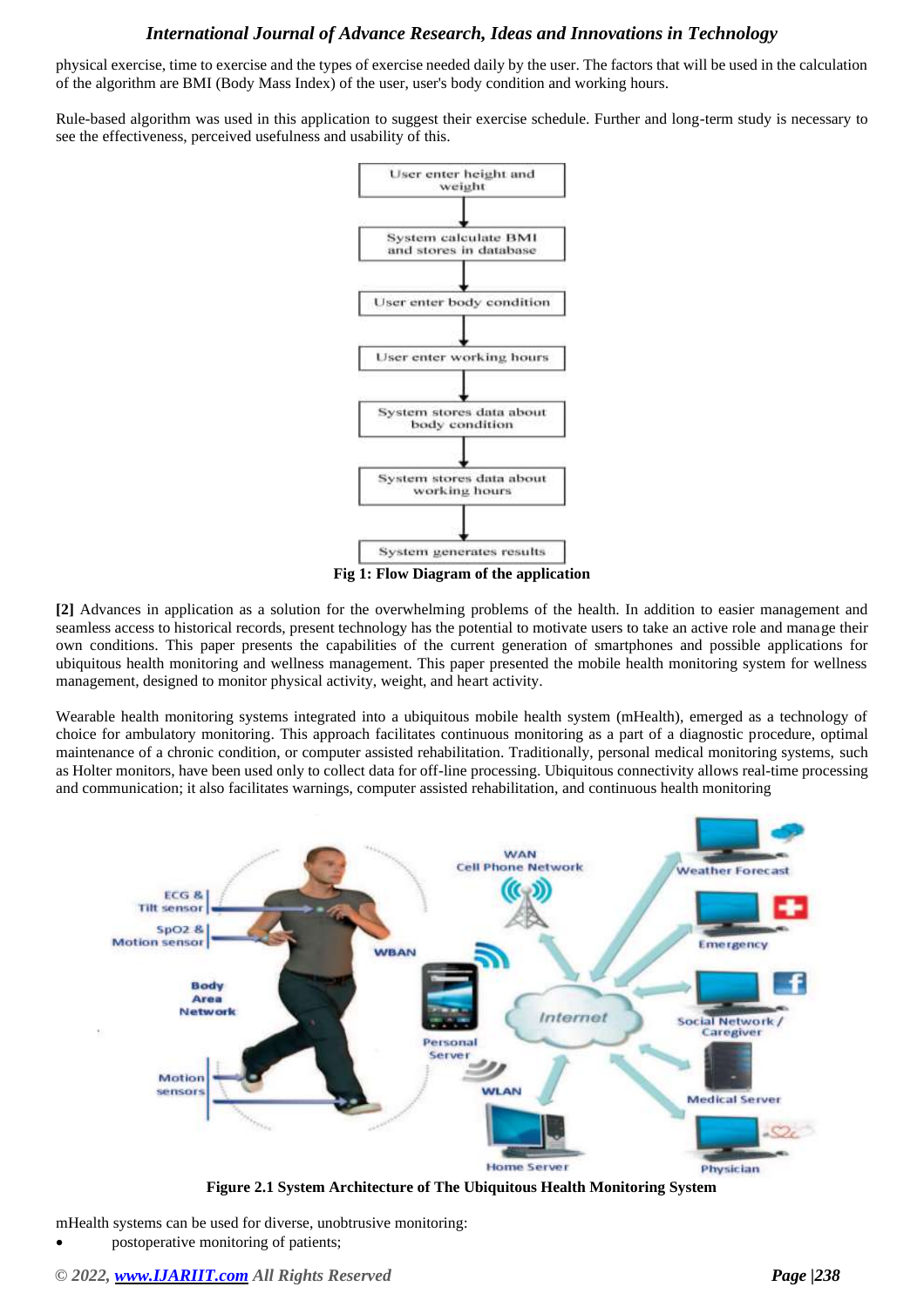physical exercise, time to exercise and the types of exercise needed daily by the user. The factors that will be used in the calculation of the algorithm are BMI (Body Mass Index) of the user, user's body condition and working hours.

Rule-based algorithm was used in this application to suggest their exercise schedule. Further and long-term study is necessary to see the effectiveness, perceived usefulness and usability of this.

**Fig 1: Flow Diagram of the application**

**[2]** Advances in application as a solution for the overwhelming problems of the health. In addition to easier management and seamless access to historical records, present technology has the potential to motivate users to take an active role and manage their own conditions. This paper presents the capabilities of the current generation of smartphones and possible applications for ubiquitous health monitoring and wellness management. This paper presented the mobile health monitoring system for wellness management, designed to monitor physical activity, weight, and heart activity.

Wearable health monitoring systems integrated into a ubiquitous mobile health system (mHealth), emerged as a technology of choice for ambulatory monitoring. This approach facilitates continuous monitoring as a part of a diagnostic procedure, optimal maintenance of a chronic condition, or computer assisted rehabilitation. Traditionally, personal medical monitoring systems, such as Holter monitors, have been used only to collect data for off-line processing. Ubiquitous connectivity allows real-time processing and communication; it also facilitates warnings, computer assisted rehabilitation, and continuous health monitoring

**Figure 2.1 System Architecture of The Ubiquitous Health Monitoring System**

mHealth systems can be used for diverse, unobtrusive monitoring:

- postoperative monitoring of patients;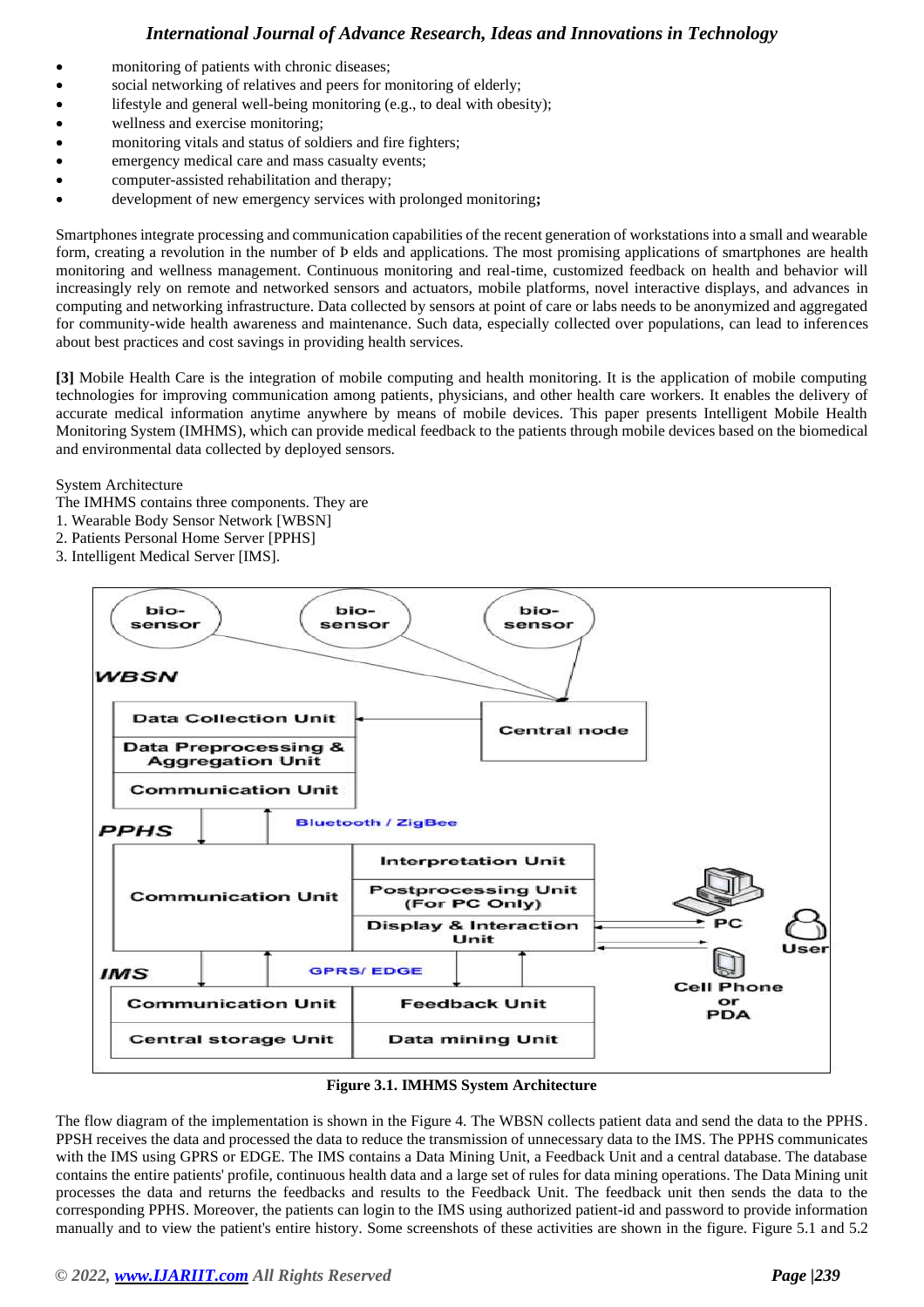- monitoring of patients with chronic diseases;
- social networking of relatives and peers for monitoring of elderly;
- lifestyle and general well-being monitoring (e.g., to deal with obesity);
- wellness and exercise monitoring;
- monitoring vitals and status of soldiers and fire fighters;
- emergency medical care and mass casualty events;
- computer-assisted rehabilitation and therapy;
- development of new emergency services with prolonged monitoring**;**

Smartphones integrate processing and communication capabilities of the recent generation of workstations into a small and wearable form, creating a revolution in the number of Þ elds and applications. The most promising applications of smartphones are health monitoring and wellness management. Continuous monitoring and real-time, customized feedback on health and behavior will increasingly rely on remote and networked sensors and actuators, mobile platforms, novel interactive displays, and advances in computing and networking infrastructure. Data collected by sensors at point of care or labs needs to be anonymized and aggregated for community-wide health awareness and maintenance. Such data, especially collected over populations, can lead to inferences about best practices and cost savings in providing health services.

**[3]** Mobile Health Care is the integration of mobile computing and health monitoring. It is the application of mobile computing technologies for improving communication among patients, physicians, and other health care workers. It enables the delivery of accurate medical information anytime anywhere by means of mobile devices. This paper presents Intelligent Mobile Health Monitoring System (IMHMS), which can provide medical feedback to the patients through mobile devices based on the biomedical and environmental data collected by deployed sensors.

System Architecture
The IMHMS contains three components. They are
1. Wearable Body Sensor Network [WBSN]
2. Patients Personal Home Server [PPHS]
3. Intelligent Medical Server [IMS].

**Figure 3.1. IMHMS System Architecture**

The flow diagram of the implementation is shown in the Figure 4. The WBSN collects patient data and send the data to the PPHS. PPSH receives the data and processed the data to reduce the transmission of unnecessary data to the IMS. The PPHS communicates with the IMS using GPRS or EDGE. The IMS contains a Data Mining Unit, a Feedback Unit and a central database. The database contains the entire patients' profile, continuous health data and a large set of rules for data mining operations. The Data Mining unit processes the data and returns the feedbacks and results to the Feedback Unit. The feedback unit then sends the data to the corresponding PPHS. Moreover, the patients can login to the IMS using authorized patient-id and password to provide information manually and to view the patient's entire history. Some screenshots of these activities are shown in the figure. Figure 5.1 and 5.2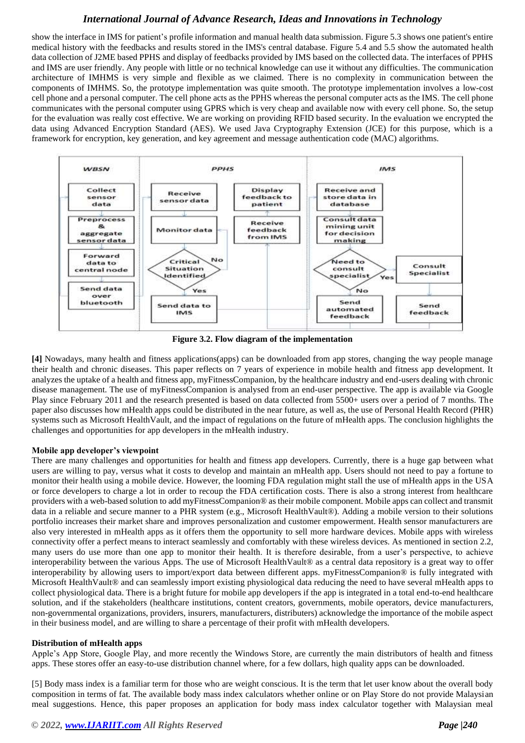show the interface in IMS for patient's profile information and manual health data submission. Figure 5.3 shows one patient's entire medical history with the feedbacks and results stored in the IMS's central database. Figure 5.4 and 5.5 show the automated health data collection of J2ME based PPHS and display of feedbacks provided by IMS based on the collected data. The interfaces of PPHS and IMS are user friendly. Any people with little or no technical knowledge can use it without any difficulties. The communication architecture of IMHMS is very simple and flexible as we claimed. There is no complexity in communication between the components of IMHMS. So, the prototype implementation was quite smooth. The prototype implementation involves a low-cost cell phone and a personal computer. The cell phone acts as the PPHS whereas the personal computer acts as the IMS. The cell phone communicates with the personal computer using GPRS which is very cheap and available now with every cell phone. So, the setup for the evaluation was really cost effective. We are working on providing RFID based security. In the evaluation we encrypted the data using Advanced Encryption Standard (AES). We used Java Cryptography Extension (JCE) for this purpose, which is a framework for encryption, key generation, and key agreement and message authentication code (MAC) algorithms.

WBSN
Collect sensor data
Preprocess & aggregate sensor data
Forward data to central node
Send data over bluetooth

PPHS
Receive sensor data
Monitor data
Critical Situation Identified
No
Yes
Send data to IMS
Display feedback to patient
Receive feedback from IMS

IMS
Receive and store data in database
Consult data mining unit for decision making
Need to consult specialist
Yes
No
Consult Specialist
Send automated feedback
Send feedback

**Figure 3.2. Flow diagram of the implementation**

**[4]** Nowadays, many health and fitness applications(apps) can be downloaded from app stores, changing the way people manage their health and chronic diseases. This paper reflects on 7 years of experience in mobile health and fitness app development. It analyzes the uptake of a health and fitness app, myFitnessCompanion, by the healthcare industry and end-users dealing with chronic disease management. The use of myFitnessCompanion is analysed from an end-user perspective. The app is available via Google Play since February 2011 and the research presented is based on data collected from 5500+ users over a period of 7 months. The paper also discusses how mHealth apps could be distributed in the near future, as well as, the use of Personal Health Record (PHR) systems such as Microsoft HealthVault, and the impact of regulations on the future of mHealth apps. The conclusion highlights the challenges and opportunities for app developers in the mHealth industry.

#### Mobile app developer's viewpoint

There are many challenges and opportunities for health and fitness app developers. Currently, there is a huge gap between what users are willing to pay, versus what it costs to develop and maintain an mHealth app. Users should not need to pay a fortune to monitor their health using a mobile device. However, the looming FDA regulation might stall the use of mHealth apps in the USA or force developers to charge a lot in order to recoup the FDA certification costs. There is also a strong interest from healthcare providers with a web-based solution to add myFitnessCompanion® as their mobile component. Mobile apps can collect and transmit data in a reliable and secure manner to a PHR system (e.g., Microsoft HealthVault®). Adding a mobile version to their solutions portfolio increases their market share and improves personalization and customer empowerment. Health sensor manufacturers are also very interested in mHealth apps as it offers them the opportunity to sell more hardware devices. Mobile apps with wireless connectivity offer a perfect means to interact seamlessly and comfortably with these wireless devices. As mentioned in section 2.2, many users do use more than one app to monitor their health. It is therefore desirable, from a user's perspective, to achieve interoperability between the various Apps. The use of Microsoft HealthVault® as a central data repository is a great way to offer interoperability by allowing users to import/export data between different apps. myFitnessCompanion® is fully integrated with Microsoft HealthVault® and can seamlessly import existing physiological data reducing the need to have several mHealth apps to collect physiological data. There is a bright future for mobile app developers if the app is integrated in a total end-to-end healthcare solution, and if the stakeholders (healthcare institutions, content creators, governments, mobile operators, device manufacturers, non-governmental organizations, providers, insurers, manufacturers, distributers) acknowledge the importance of the mobile aspect in their business model, and are willing to share a percentage of their profit with mHealth developers.

#### Distribution of mHealth apps

Apple's App Store, Google Play, and more recently the Windows Store, are currently the main distributors of health and fitness apps. These stores offer an easy-to-use distribution channel where, for a few dollars, high quality apps can be downloaded.

[5] Body mass index is a familiar term for those who are weight conscious. It is the term that let user know about the overall body composition in terms of fat. The available body mass index calculators whether online or on Play Store do not provide Malaysian meal suggestions. Hence, this paper proposes an application for body mass index calculator together with Malaysian meal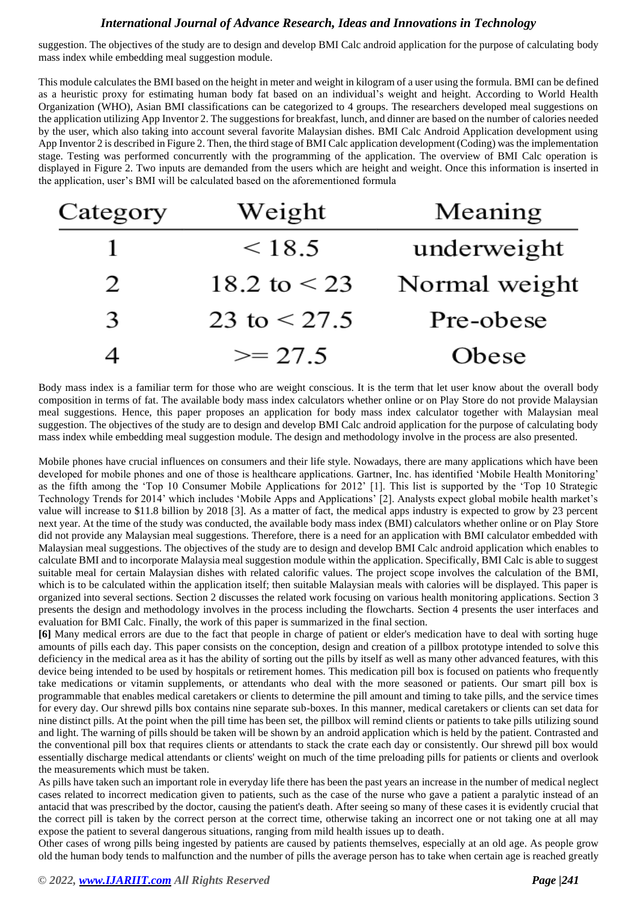suggestion. The objectives of the study are to design and develop BMI Calc android application for the purpose of calculating body mass index while embedding meal suggestion module.

This module calculates the BMI based on the height in meter and weight in kilogram of a user using the formula. BMI can be defined as a heuristic proxy for estimating human body fat based on an individual's weight and height. According to World Health Organization (WHO), Asian BMI classifications can be categorized to 4 groups. The researchers developed meal suggestions on the application utilizing App Inventor 2. The suggestions for breakfast, lunch, and dinner are based on the number of calories needed by the user, which also taking into account several favorite Malaysian dishes. BMI Calc Android Application development using App Inventor 2 is described in Figure 2. Then, the third stage of BMI Calc application development (Coding) was the implementation stage. Testing was performed concurrently with the programming of the application. The overview of BMI Calc operation is displayed in Figure 2. Two inputs are demanded from the users which are height and weight. Once this information is inserted in the application, user's BMI will be calculated based on the aforementioned formula

| Category | Weight | Meaning |
|---|---|---|
| 1 | < 18.5 | underweight |
| 2 | 18.2 to < 23 | Normal weight |
| 3 | 23 to < 27.5 | Pre-obese |
| 4 | >= 27.5 | Obese |

Body mass index is a familiar term for those who are weight conscious. It is the term that let user know about the overall body composition in terms of fat. The available body mass index calculators whether online or on Play Store do not provide Malaysian meal suggestions. Hence, this paper proposes an application for body mass index calculator together with Malaysian meal suggestion. The objectives of the study are to design and develop BMI Calc android application for the purpose of calculating body mass index while embedding meal suggestion module. The design and methodology involve in the process are also presented.

Mobile phones have crucial influences on consumers and their life style. Nowadays, there are many applications which have been developed for mobile phones and one of those is healthcare applications. Gartner, Inc. has identified 'Mobile Health Monitoring' as the fifth among the 'Top 10 Consumer Mobile Applications for 2012' [1]. This list is supported by the 'Top 10 Strategic Technology Trends for 2014' which includes 'Mobile Apps and Applications' [2]. Analysts expect global mobile health market's value will increase to $11.8 billion by 2018 [3]. As a matter of fact, the medical apps industry is expected to grow by 23 percent next year. At the time of the study was conducted, the available body mass index (BMI) calculators whether online or on Play Store did not provide any Malaysian meal suggestions. Therefore, there is a need for an application with BMI calculator embedded with Malaysian meal suggestions. The objectives of the study are to design and develop BMI Calc android application which enables to calculate BMI and to incorporate Malaysia meal suggestion module within the application. Specifically, BMI Calc is able to suggest suitable meal for certain Malaysian dishes with related calorific values. The project scope involves the calculation of the BMI, which is to be calculated within the application itself; then suitable Malaysian meals with calories will be displayed. This paper is organized into several sections. Section 2 discusses the related work focusing on various health monitoring applications. Section 3 presents the design and methodology involves in the process including the flowcharts. Section 4 presents the user interfaces and evaluation for BMI Calc. Finally, the work of this paper is summarized in the final section.

**[6]** Many medical errors are due to the fact that people in charge of patient or elder's medication have to deal with sorting huge amounts of pills each day. This paper consists on the conception, design and creation of a pillbox prototype intended to solve this deficiency in the medical area as it has the ability of sorting out the pills by itself as well as many other advanced features, with this device being intended to be used by hospitals or retirement homes. This medication pill box is focused on patients who frequently take medications or vitamin supplements, or attendants who deal with the more seasoned or patients. Our smart pill box is programmable that enables medical caretakers or clients to determine the pill amount and timing to take pills, and the service times for every day. Our shrewd pills box contains nine separate sub-boxes. In this manner, medical caretakers or clients can set data for nine distinct pills. At the point when the pill time has been set, the pillbox will remind clients or patients to take pills utilizing sound and light. The warning of pills should be taken will be shown by an android application which is held by the patient. Contrasted and the conventional pill box that requires clients or attendants to stack the crate each day or consistently. Our shrewd pill box would essentially discharge medical attendants or clients' weight on much of the time preloading pills for patients or clients and overlook the measurements which must be taken.

As pills have taken such an important role in everyday life there has been the past years an increase in the number of medical neglect cases related to incorrect medication given to patients, such as the case of the nurse who gave a patient a paralytic instead of an antacid that was prescribed by the doctor, causing the patient's death. After seeing so many of these cases it is evidently crucial that the correct pill is taken by the correct person at the correct time, otherwise taking an incorrect one or not taking one at all may expose the patient to several dangerous situations, ranging from mild health issues up to death.

Other cases of wrong pills being ingested by patients are caused by patients themselves, especially at an old age. As people grow old the human body tends to malfunction and the number of pills the average person has to take when certain age is reached greatly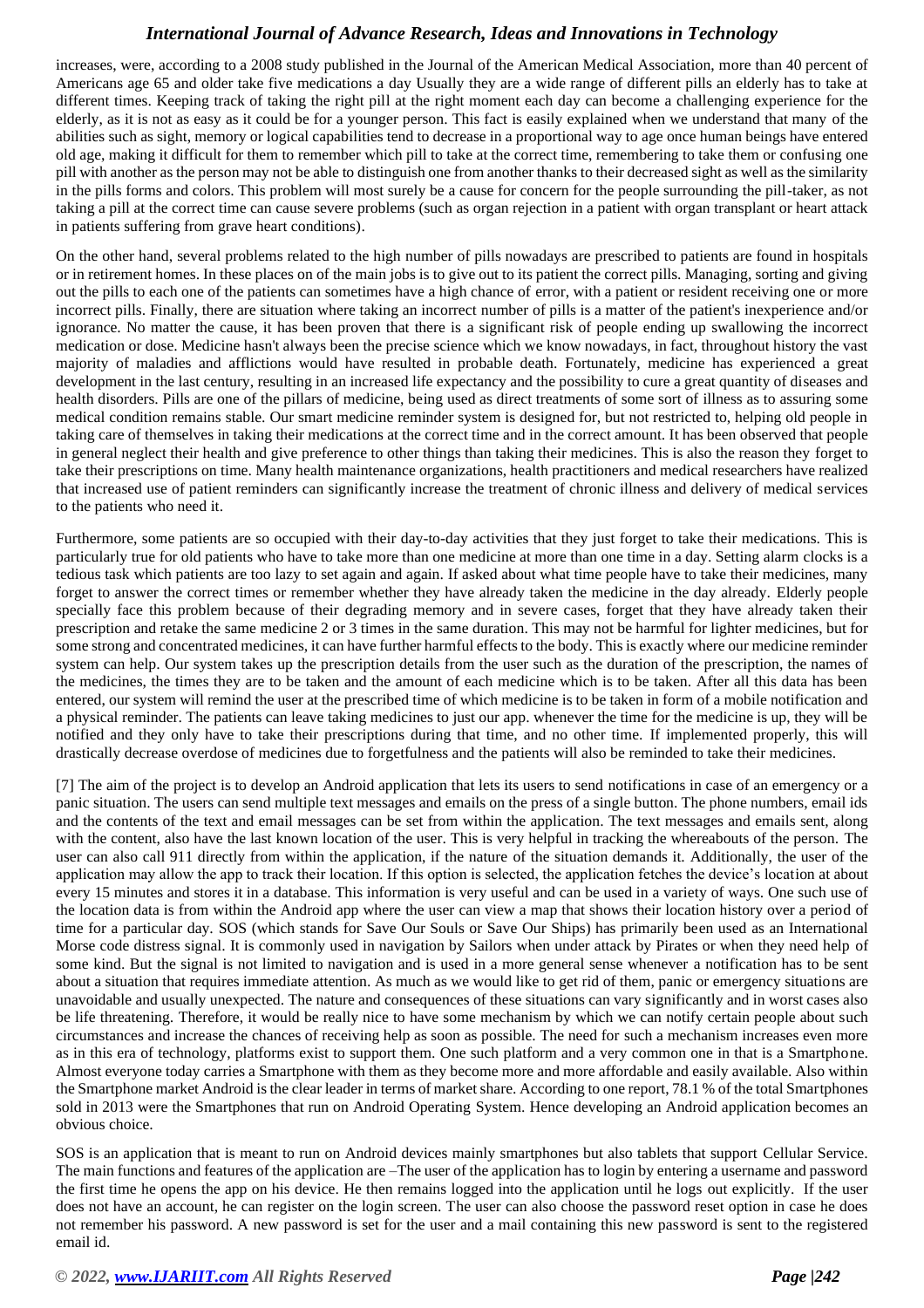increases, were, according to a 2008 study published in the Journal of the American Medical Association, more than 40 percent of Americans age 65 and older take five medications a day Usually they are a wide range of different pills an elderly has to take at different times. Keeping track of taking the right pill at the right moment each day can become a challenging experience for the elderly, as it is not as easy as it could be for a younger person. This fact is easily explained when we understand that many of the abilities such as sight, memory or logical capabilities tend to decrease in a proportional way to age once human beings have entered old age, making it difficult for them to remember which pill to take at the correct time, remembering to take them or confusing one pill with another as the person may not be able to distinguish one from another thanks to their decreased sight as well as the similarity in the pills forms and colors. This problem will most surely be a cause for concern for the people surrounding the pill-taker, as not taking a pill at the correct time can cause severe problems (such as organ rejection in a patient with organ transplant or heart attack in patients suffering from grave heart conditions).

On the other hand, several problems related to the high number of pills nowadays are prescribed to patients are found in hospitals or in retirement homes. In these places on of the main jobs is to give out to its patient the correct pills. Managing, sorting and giving out the pills to each one of the patients can sometimes have a high chance of error, with a patient or resident receiving one or more incorrect pills. Finally, there are situation where taking an incorrect number of pills is a matter of the patient's inexperience and/or ignorance. No matter the cause, it has been proven that there is a significant risk of people ending up swallowing the incorrect medication or dose. Medicine hasn't always been the precise science which we know nowadays, in fact, throughout history the vast majority of maladies and afflictions would have resulted in probable death. Fortunately, medicine has experienced a great development in the last century, resulting in an increased life expectancy and the possibility to cure a great quantity of diseases and health disorders. Pills are one of the pillars of medicine, being used as direct treatments of some sort of illness as to assuring some medical condition remains stable. Our smart medicine reminder system is designed for, but not restricted to, helping old people in taking care of themselves in taking their medications at the correct time and in the correct amount. It has been observed that people in general neglect their health and give preference to other things than taking their medicines. This is also the reason they forget to take their prescriptions on time. Many health maintenance organizations, health practitioners and medical researchers have realized that increased use of patient reminders can significantly increase the treatment of chronic illness and delivery of medical services to the patients who need it.

Furthermore, some patients are so occupied with their day-to-day activities that they just forget to take their medications. This is particularly true for old patients who have to take more than one medicine at more than one time in a day. Setting alarm clocks is a tedious task which patients are too lazy to set again and again. If asked about what time people have to take their medicines, many forget to answer the correct times or remember whether they have already taken the medicine in the day already. Elderly people specially face this problem because of their degrading memory and in severe cases, forget that they have already taken their prescription and retake the same medicine 2 or 3 times in the same duration. This may not be harmful for lighter medicines, but for some strong and concentrated medicines, it can have further harmful effects to the body. This is exactly where our medicine reminder system can help. Our system takes up the prescription details from the user such as the duration of the prescription, the names of the medicines, the times they are to be taken and the amount of each medicine which is to be taken. After all this data has been entered, our system will remind the user at the prescribed time of which medicine is to be taken in form of a mobile notification and a physical reminder. The patients can leave taking medicines to just our app. whenever the time for the medicine is up, they will be notified and they only have to take their prescriptions during that time, and no other time. If implemented properly, this will drastically decrease overdose of medicines due to forgetfulness and the patients will also be reminded to take their medicines.

[7] The aim of the project is to develop an Android application that lets its users to send notifications in case of an emergency or a panic situation. The users can send multiple text messages and emails on the press of a single button. The phone numbers, email ids and the contents of the text and email messages can be set from within the application. The text messages and emails sent, along with the content, also have the last known location of the user. This is very helpful in tracking the whereabouts of the person. The user can also call 911 directly from within the application, if the nature of the situation demands it. Additionally, the user of the application may allow the app to track their location. If this option is selected, the application fetches the device's location at about every 15 minutes and stores it in a database. This information is very useful and can be used in a variety of ways. One such use of the location data is from within the Android app where the user can view a map that shows their location history over a period of time for a particular day. SOS (which stands for Save Our Souls or Save Our Ships) has primarily been used as an International Morse code distress signal. It is commonly used in navigation by Sailors when under attack by Pirates or when they need help of some kind. But the signal is not limited to navigation and is used in a more general sense whenever a notification has to be sent about a situation that requires immediate attention. As much as we would like to get rid of them, panic or emergency situations are unavoidable and usually unexpected. The nature and consequences of these situations can vary significantly and in worst cases also be life threatening. Therefore, it would be really nice to have some mechanism by which we can notify certain people about such circumstances and increase the chances of receiving help as soon as possible. The need for such a mechanism increases even more as in this era of technology, platforms exist to support them. One such platform and a very common one in that is a Smartphone. Almost everyone today carries a Smartphone with them as they become more and more affordable and easily available. Also within the Smartphone market Android is the clear leader in terms of market share. According to one report, 78.1 % of the total Smartphones sold in 2013 were the Smartphones that run on Android Operating System. Hence developing an Android application becomes an obvious choice.

SOS is an application that is meant to run on Android devices mainly smartphones but also tablets that support Cellular Service. The main functions and features of the application are –The user of the application has to login by entering a username and password the first time he opens the app on his device. He then remains logged into the application until he logs out explicitly. If the user does not have an account, he can register on the login screen. The user can also choose the password reset option in case he does not remember his password. A new password is set for the user and a mail containing this new password is sent to the registered email id.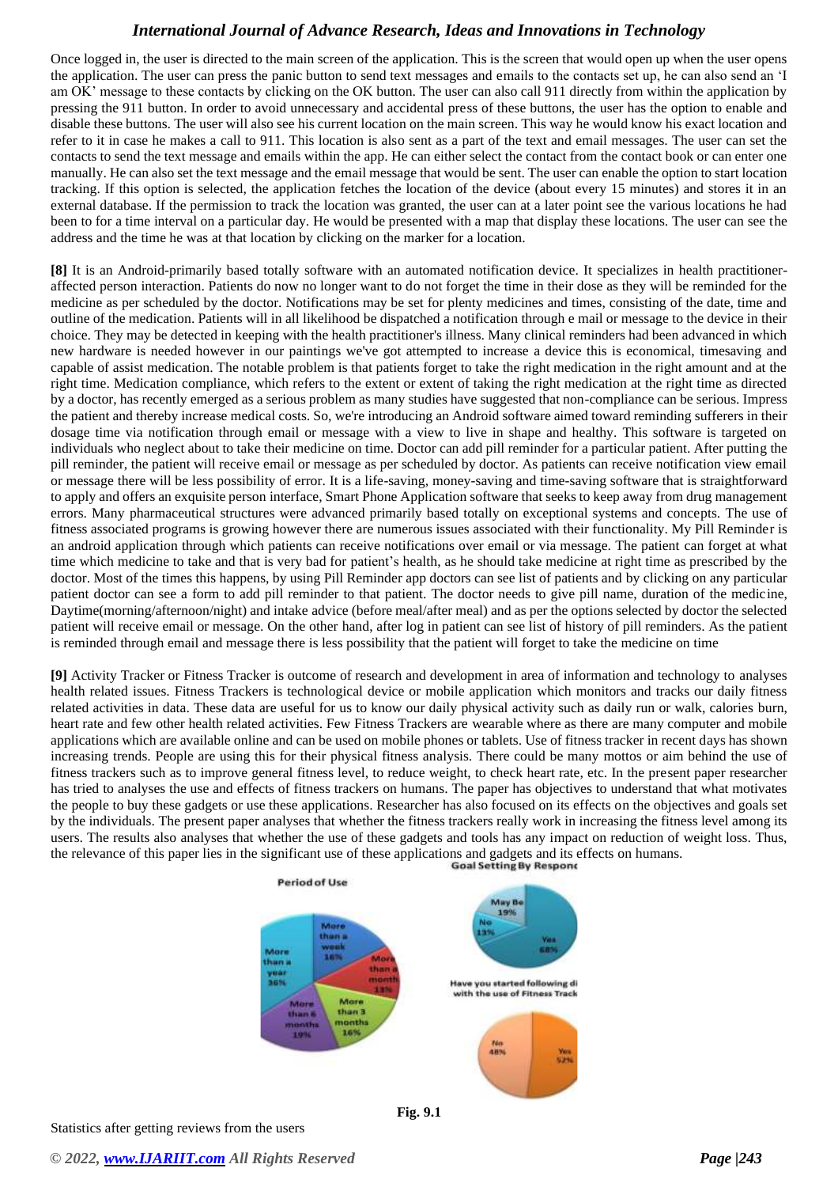Once logged in, the user is directed to the main screen of the application. This is the screen that would open up when the user opens the application. The user can press the panic button to send text messages and emails to the contacts set up, he can also send an 'I am OK' message to these contacts by clicking on the OK button. The user can also call 911 directly from within the application by pressing the 911 button. In order to avoid unnecessary and accidental press of these buttons, the user has the option to enable and disable these buttons. The user will also see his current location on the main screen. This way he would know his exact location and refer to it in case he makes a call to 911. This location is also sent as a part of the text and email messages. The user can set the contacts to send the text message and emails within the app. He can either select the contact from the contact book or can enter one manually. He can also set the text message and the email message that would be sent. The user can enable the option to start location tracking. If this option is selected, the application fetches the location of the device (about every 15 minutes) and stores it in an external database. If the permission to track the location was granted, the user can at a later point see the various locations he had been to for a time interval on a particular day. He would be presented with a map that display these locations. The user can see the address and the time he was at that location by clicking on the marker for a location.

**[8]** It is an Android-primarily based totally software with an automated notification device. It specializes in health practitioner-affected person interaction. Patients do now no longer want to do not forget the time in their dose as they will be reminded for the medicine as per scheduled by the doctor. Notifications may be set for plenty medicines and times, consisting of the date, time and outline of the medication. Patients will in all likelihood be dispatched a notification through e mail or message to the device in their choice. They may be detected in keeping with the health practitioner's illness. Many clinical reminders had been advanced in which new hardware is needed however in our paintings we've got attempted to increase a device this is economical, timesaving and capable of assist medication. The notable problem is that patients forget to take the right medication in the right amount and at the right time. Medication compliance, which refers to the extent or extent of taking the right medication at the right time as directed by a doctor, has recently emerged as a serious problem as many studies have suggested that non-compliance can be serious. Impress the patient and thereby increase medical costs. So, we're introducing an Android software aimed toward reminding sufferers in their dosage time via notification through email or message with a view to live in shape and healthy. This software is targeted on individuals who neglect about to take their medicine on time. Doctor can add pill reminder for a particular patient. After putting the pill reminder, the patient will receive email or message as per scheduled by doctor. As patients can receive notification view email or message there will be less possibility of error. It is a life-saving, money-saving and time-saving software that is straightforward to apply and offers an exquisite person interface, Smart Phone Application software that seeks to keep away from drug management errors. Many pharmaceutical structures were advanced primarily based totally on exceptional systems and concepts. The use of fitness associated programs is growing however there are numerous issues associated with their functionality. My Pill Reminder is an android application through which patients can receive notifications over email or via message. The patient can forget at what time which medicine to take and that is very bad for patient's health, as he should take medicine at right time as prescribed by the doctor. Most of the times this happens, by using Pill Reminder app doctors can see list of patients and by clicking on any particular patient doctor can see a form to add pill reminder to that patient. The doctor needs to give pill name, duration of the medicine, Daytime(morning/afternoon/night) and intake advice (before meal/after meal) and as per the options selected by doctor the selected patient will receive email or message. On the other hand, after log in patient can see list of history of pill reminders. As the patient is reminded through email and message there is less possibility that the patient will forget to take the medicine on time

**[9]** Activity Tracker or Fitness Tracker is outcome of research and development in area of information and technology to analyses health related issues. Fitness Trackers is technological device or mobile application which monitors and tracks our daily fitness related activities in data. These data are useful for us to know our daily physical activity such as daily run or walk, calories burn, heart rate and few other health related activities. Few Fitness Trackers are wearable where as there are many computer and mobile applications which are available online and can be used on mobile phones or tablets. Use of fitness tracker in recent days has shown increasing trends. People are using this for their physical fitness analysis. There could be many mottos or aim behind the use of fitness trackers such as to improve general fitness level, to reduce weight, to check heart rate, etc. In the present paper researcher has tried to analyses the use and effects of fitness trackers on humans. The paper has objectives to understand that what motivates the people to buy these gadgets or use these applications. Researcher has also focused on its effects on the objectives and goals set by the individuals. The present paper analyses that whether the fitness trackers really work in increasing the fitness level among its users. The results also analyses that whether the use of these gadgets and tools has any impact on reduction of weight loss. Thus, the relevance of this paper lies in the significant use of these applications and gadgets and its effects on humans.

Fig. 9.1

Statistics after getting reviews from the users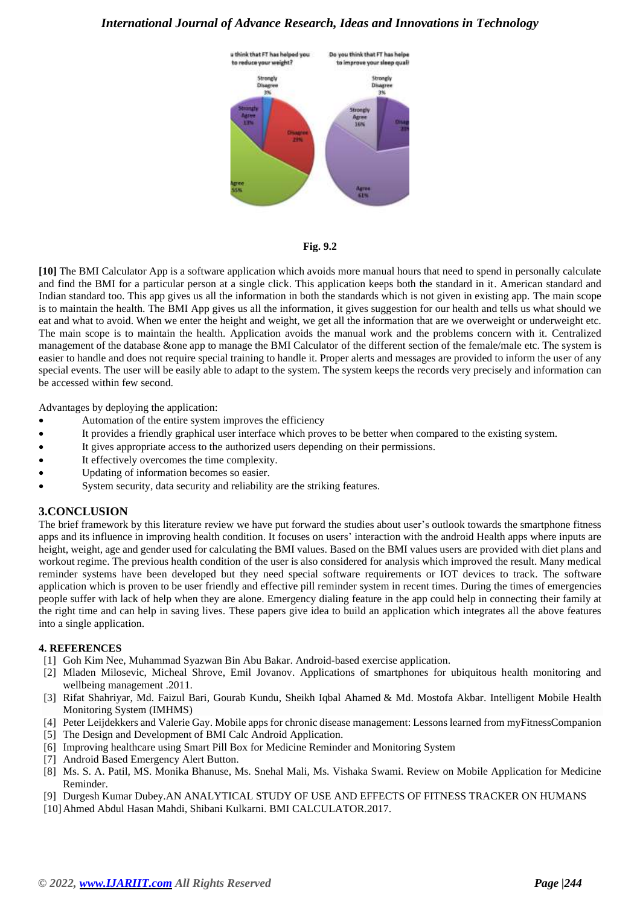u think that FT has helped you to reduce your weight?

Strongly Disagree 3%

Strongly Agree 13%

Disagree 29%

Agree 55%

Do you think that FT has helpe to improve your sleep quali

Strongly Disagree 3%

Strongly Agree 16%

Disag 20%

Agree 61%

**Fig. 9.2**

**[10]** The BMI Calculator App is a software application which avoids more manual hours that need to spend in personally calculate and find the BMI for a particular person at a single click. This application keeps both the standard in it. American standard and Indian standard too. This app gives us all the information in both the standards which is not given in existing app. The main scope is to maintain the health. The BMI App gives us all the information, it gives suggestion for our health and tells us what should we eat and what to avoid. When we enter the height and weight, we get all the information that are we overweight or underweight etc. The main scope is to maintain the health. Application avoids the manual work and the problems concern with it. Centralized management of the database &one app to manage the BMI Calculator of the different section of the female/male etc. The system is easier to handle and does not require special training to handle it. Proper alerts and messages are provided to inform the user of any special events. The user will be easily able to adapt to the system. The system keeps the records very precisely and information can be accessed within few second.

Advantages by deploying the application:

- Automation of the entire system improves the efficiency
- It provides a friendly graphical user interface which proves to be better when compared to the existing system.
- It gives appropriate access to the authorized users depending on their permissions.
- It effectively overcomes the time complexity.
- Updating of information becomes so easier.
- System security, data security and reliability are the striking features.

## 3.CONCLUSION

The brief framework by this literature review we have put forward the studies about user's outlook towards the smartphone fitness apps and its influence in improving health condition. It focuses on users' interaction with the android Health apps where inputs are height, weight, age and gender used for calculating the BMI values. Based on the BMI values users are provided with diet plans and workout regime. The previous health condition of the user is also considered for analysis which improved the result. Many medical reminder systems have been developed but they need special software requirements or IOT devices to track. The software application which is proven to be user friendly and effective pill reminder system in recent times. During the times of emergencies people suffer with lack of help when they are alone. Emergency dialing feature in the app could help in connecting their family at the right time and can help in saving lives. These papers give idea to build an application which integrates all the above features into a single application.

## 4. REFERENCES

[1] Goh Kim Nee, Muhammad Syazwan Bin Abu Bakar. Android-based exercise application.

[2] Mladen Milosevic, Micheal Shrove, Emil Jovanov. Applications of smartphones for ubiquitous health monitoring and wellbeing management .2011.

[3] Rifat Shahriyar, Md. Faizul Bari, Gourab Kundu, Sheikh Iqbal Ahamed & Md. Mostofa Akbar. Intelligent Mobile Health Monitoring System (IMHMS)

[4] Peter Leijdekkers and Valerie Gay. Mobile apps for chronic disease management: Lessons learned from myFitnessCompanion

[5] The Design and Development of BMI Calc Android Application.

[6] Improving healthcare using Smart Pill Box for Medicine Reminder and Monitoring System

[7] Android Based Emergency Alert Button.

[8] Ms. S. A. Patil, MS. Monika Bhanuse, Ms. Snehal Mali, Ms. Vishaka Swami. Review on Mobile Application for Medicine Reminder.

[9] Durgesh Kumar Dubey.AN ANALYTICAL STUDY OF USE AND EFFECTS OF FITNESS TRACKER ON HUMANS

[10] Ahmed Abdul Hasan Mahdi, Shibani Kulkarni. BMI CALCULATOR.2017.